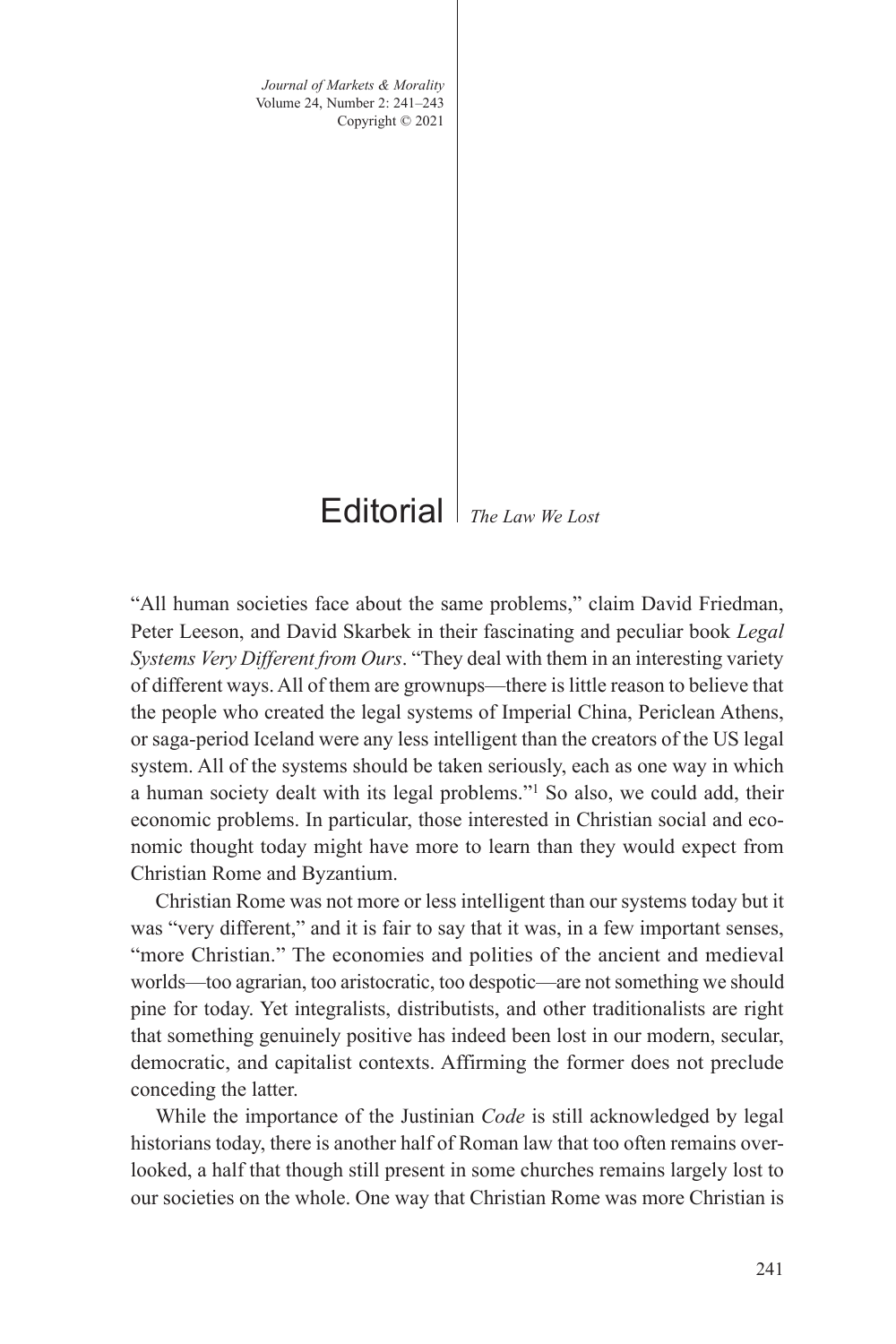# Editorial

*The Law We Lost*

"All human societies face about the same problems," claim David Friedman, Peter Leeson, and David Skarbek in their fascinating and peculiar book *Legal Systems Very Different from Ours*. "They deal with them in an interesting variety of different ways. All of them are grownups—there is little reason to believe that the people who created the legal systems of Imperial China, Periclean Athens, or saga-period Iceland were any less intelligent than the creators of the US legal system. All of the systems should be taken seriously, each as one way in which a human society dealt with its legal problems."[1] So also, we could add, their economic problems. In particular, those interested in Christian social and economic thought today might have more to learn than they would expect from Christian Rome and Byzantium.

Christian Rome was not more or less intelligent than our systems today but it was "very different," and it is fair to say that it was, in a few important senses, "more Christian." The economies and polities of the ancient and medieval worlds—too agrarian, too aristocratic, too despotic—are not something we should pine for today. Yet integralists, distributists, and other traditionalists are right that something genuinely positive has indeed been lost in our modern, secular, democratic, and capitalist contexts. Affirming the former does not preclude conceding the latter.

While the importance of the Justinian *Code* is still acknowledged by legal historians today, there is another half of Roman law that too often remains overlooked, a half that though still present in some churches remains largely lost to our societies on the whole. One way that Christian Rome was more Christian is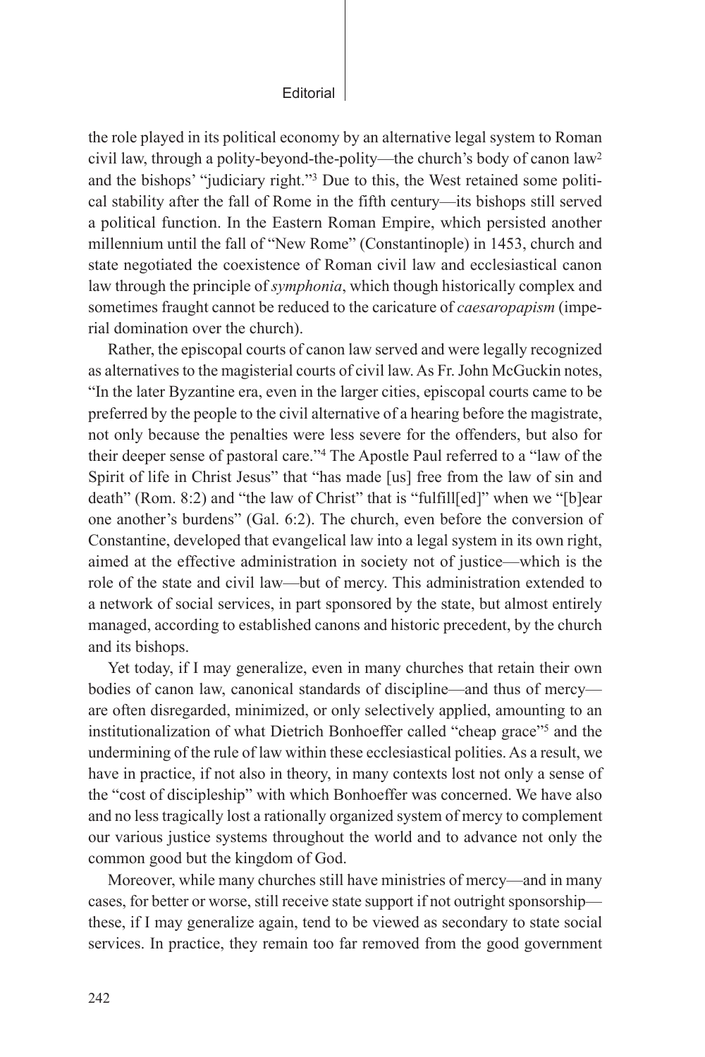the role played in its political economy by an alternative legal system to Roman civil law, through a polity-beyond-the-polity—the church's body of canon law[2] and the bishops' "judiciary right."[3] Due to this, the West retained some political stability after the fall of Rome in the fifth century—its bishops still served a political function. In the Eastern Roman Empire, which persisted another millennium until the fall of "New Rome" (Constantinople) in 1453, church and state negotiated the coexistence of Roman civil law and ecclesiastical canon law through the principle of *symphonia*, which though historically complex and sometimes fraught cannot be reduced to the caricature of *caesaropapism* (imperial domination over the church).

Rather, the episcopal courts of canon law served and were legally recognized as alternatives to the magisterial courts of civil law. As Fr. John McGuckin notes, "In the later Byzantine era, even in the larger cities, episcopal courts came to be preferred by the people to the civil alternative of a hearing before the magistrate, not only because the penalties were less severe for the offenders, but also for their deeper sense of pastoral care."[4] The Apostle Paul referred to a "law of the Spirit of life in Christ Jesus" that "has made [us] free from the law of sin and death" (Rom. 8:2) and "the law of Christ" that is "fulfill[ed]" when we "[b]ear one another's burdens" (Gal. 6:2). The church, even before the conversion of Constantine, developed that evangelical law into a legal system in its own right, aimed at the effective administration in society not of justice—which is the role of the state and civil law—but of mercy. This administration extended to a network of social services, in part sponsored by the state, but almost entirely managed, according to established canons and historic precedent, by the church and its bishops.

Yet today, if I may generalize, even in many churches that retain their own bodies of canon law, canonical standards of discipline—and thus of mercy—are often disregarded, minimized, or only selectively applied, amounting to an institutionalization of what Dietrich Bonhoeffer called "cheap grace"[5] and the undermining of the rule of law within these ecclesiastical polities. As a result, we have in practice, if not also in theory, in many contexts lost not only a sense of the "cost of discipleship" with which Bonhoeffer was concerned. We have also and no less tragically lost a rationally organized system of mercy to complement our various justice systems throughout the world and to advance not only the common good but the kingdom of God.

Moreover, while many churches still have ministries of mercy—and in many cases, for better or worse, still receive state support if not outright sponsorship—these, if I may generalize again, tend to be viewed as secondary to state social services. In practice, they remain too far removed from the good government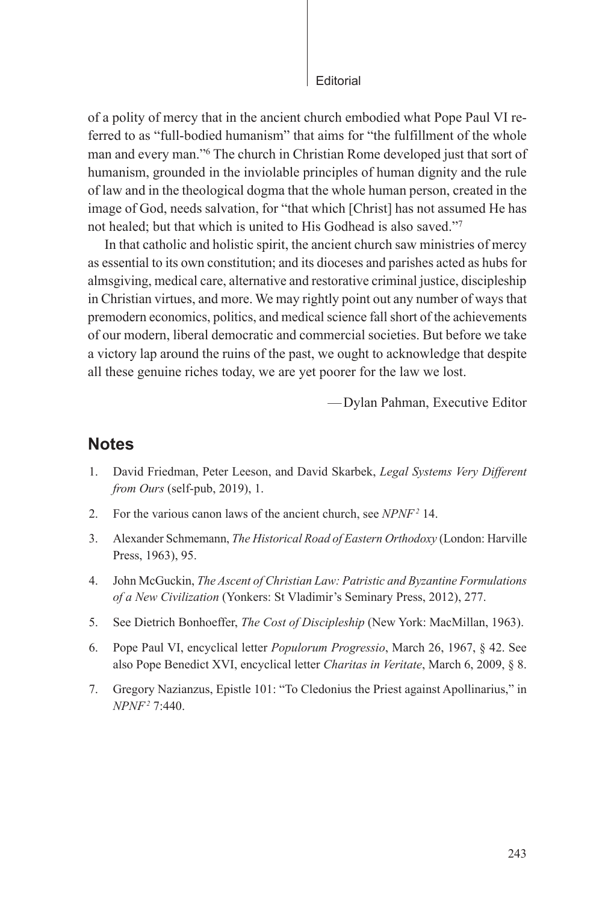of a polity of mercy that in the ancient church embodied what Pope Paul VI referred to as "full-bodied humanism" that aims for "the fulfillment of the whole man and every man."[6] The church in Christian Rome developed just that sort of humanism, grounded in the inviolable principles of human dignity and the rule of law and in the theological dogma that the whole human person, created in the image of God, needs salvation, for "that which [Christ] has not assumed He has not healed; but that which is united to His Godhead is also saved."[7]

In that catholic and holistic spirit, the ancient church saw ministries of mercy as essential to its own constitution; and its dioceses and parishes acted as hubs for almsgiving, medical care, alternative and restorative criminal justice, discipleship in Christian virtues, and more. We may rightly point out any number of ways that premodern economics, politics, and medical science fall short of the achievements of our modern, liberal democratic and commercial societies. But before we take a victory lap around the ruins of the past, we ought to acknowledge that despite all these genuine riches today, we are yet poorer for the law we lost.

—Dylan Pahman, Executive Editor

## Notes

1. David Friedman, Peter Leeson, and David Skarbek, *Legal Systems Very Different from Ours* (self-pub, 2019), 1.
2. For the various canon laws of the ancient church, see *NPNF²* 14.
3. Alexander Schmemann, *The Historical Road of Eastern Orthodoxy* (London: Harville Press, 1963), 95.
4. John McGuckin, *The Ascent of Christian Law: Patristic and Byzantine Formulations of a New Civilization* (Yonkers: St Vladimir's Seminary Press, 2012), 277.
5. See Dietrich Bonhoeffer, *The Cost of Discipleship* (New York: MacMillan, 1963).
6. Pope Paul VI, encyclical letter *Populorum Progressio*, March 26, 1967, § 42. See also Pope Benedict XVI, encyclical letter *Charitas in Veritate*, March 6, 2009, § 8.
7. Gregory Nazianzus, Epistle 101: "To Cledonius the Priest against Apollinarius," in *NPNF²* 7:440.